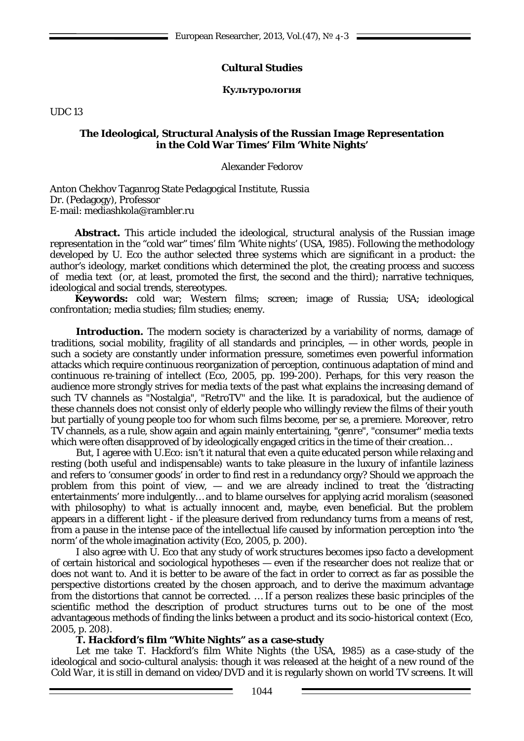## Cultural Studies

## Культурология

UDC 13

### The Ideological, Structural Analysis of the Russian Image Representation in the Cold War Times' Film 'White Nights'

Alexander Fedorov

Anton Chekhov Taganrog State Pedagogical Institute, Russia
Dr. (Pedagogy), Professor
E-mail: mediashkola@rambler.ru

**Abstract.** This article included the ideological, structural analysis of the Russian image representation in the "cold war" times' film 'White nights' (USA, 1985). Following the methodology developed by U. Eco the author selected three systems which are significant in a product: the author's ideology, market conditions which determined the plot, the creating process and success of media text (or, at least, promoted the first, the second and the third); narrative techniques, ideological and social trends, stereotypes.

**Keywords:** cold war; Western films; screen; image of Russia; USA; ideological confrontation; media studies; film studies; enemy.

**Introduction.** The modern society is characterized by a variability of norms, damage of traditions, social mobility, fragility of all standards and principles, — in other words, people in such a society are constantly under information pressure, sometimes even powerful information attacks which require continuous reorganization of perception, continuous adaptation of mind and continuous re-training of intellect (Eco, 2005, pp. 199-200). Perhaps, for this very reason the audience more strongly strives for media texts of the past what explains the increasing demand of such TV channels as "Nostalgia", "RetroTV" and the like. It is paradoxical, but the audience of these channels does not consist only of elderly people who willingly review the films of their youth but partially of young people too for whom such films become, per se, a premiere. Moreover, retro TV channels, as a rule, show again and again mainly entertaining, "genre", "consumer" media texts which were often disapproved of by ideologically engaged critics in the time of their creation…

But, I ageree with U.Eco: isn't it natural that even a quite educated person while relaxing and resting (both useful and indispensable) wants to take pleasure in the luxury of infantile laziness and refers to 'consumer goods' in order to find rest in a redundancy orgy? Should we approach the problem from this point of view, — and we are already inclined to treat the 'distracting entertainments' more indulgently… and to blame ourselves for applying acrid moralism (seasoned with philosophy) to what is actually innocent and, maybe, even beneficial. But the problem appears in a different light - if the pleasure derived from redundancy turns from a means of rest, from a pause in the intense pace of the intellectual life caused by information perception into 'the norm' of the whole imagination activity (Eco, 2005, p. 200).

I also agree with U. Eco that any study of work structures becomes *ipso facto* a development of certain historical and sociological hypotheses — even if the researcher does not realize that or does not want to. And it is better to be aware of the fact in order to correct as far as possible the perspective distortions created by the chosen approach, and to derive the maximum advantage from the distortions that cannot be corrected. … If a person realizes these basic principles of the scientific method the description of product structures turns out to be one of the most advantageous methods of finding the links between a product and its socio-historical context (Eco, 2005, p. 208).

### *T. Hackford's film "White Nights" as a case-study*

Let me take T. Hackford's film White Nights (the USA, 1985) as a case-study of the ideological and socio-cultural analysis: though it was released at the height of a new round of the *Cold War*, it is still in demand on video/DVD and it is regularly shown on world TV screens. It will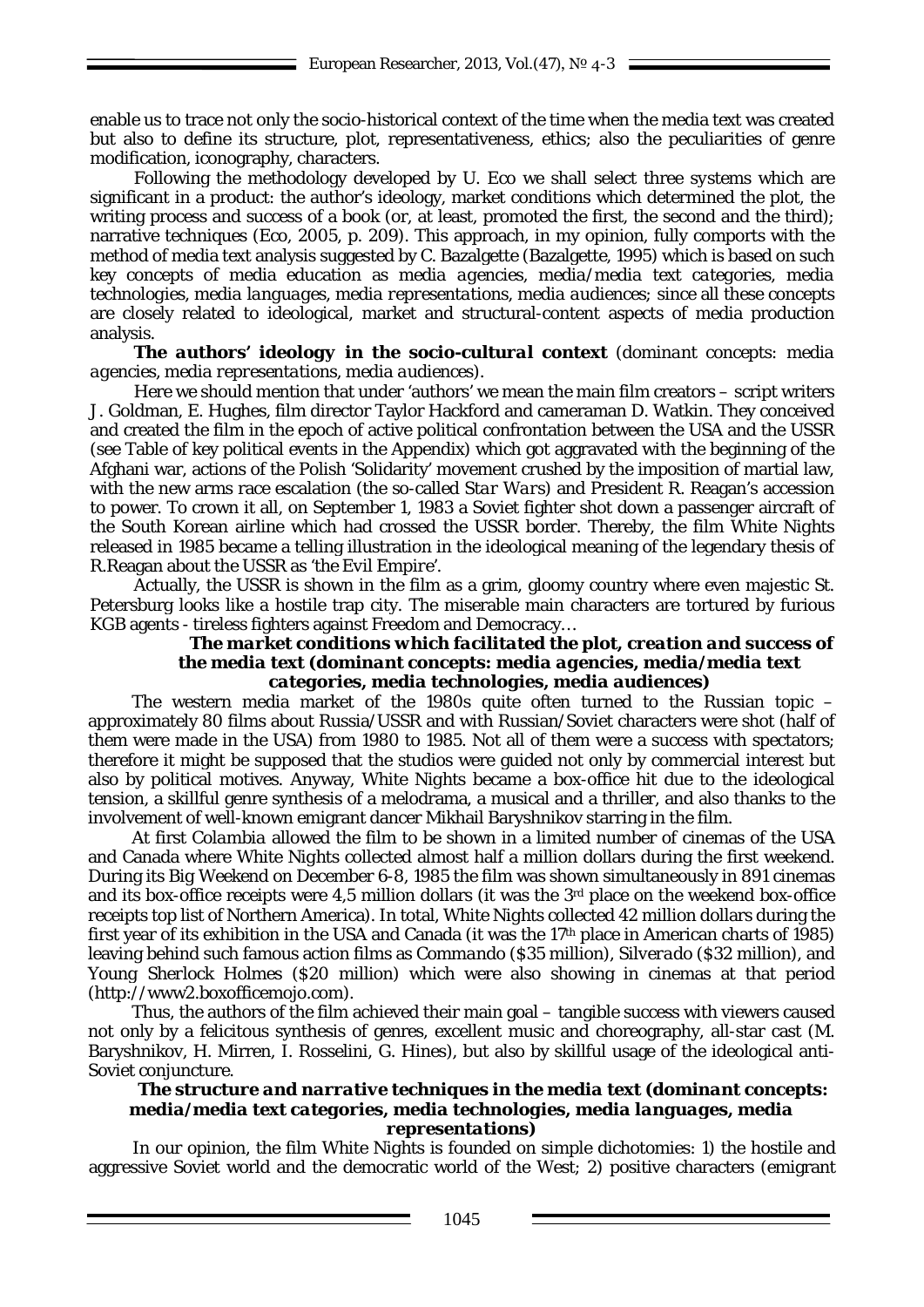enable us to trace not only the socio-historical context of the time when the media text was created but also to define its structure, plot, representativeness, ethics; also the peculiarities of genre modification, iconography, characters.

Following the methodology developed by U. Eco we shall select three systems which are significant in a product: the author's ideology, market conditions which determined the plot, the writing process and success of a book (or, at least, promoted the first, the second and the third); narrative techniques (Eco, 2005, p. 209). This approach, in my opinion, fully comports with the method of media text analysis suggested by C. Bazalgette (Bazalgette, 1995) which is based on such key concepts of media education as *media agencies, media/media text categories, media technologies, media languages, media representations, media audiences*; since all these concepts are closely related to ideological, market and structural-content aspects of media production analysis.

***The authors' ideology in the socio-cultural context*** (*dominant concepts: media agencies, media representations, media audiences*).

Here we should mention that under 'authors' we mean the main film creators – script writers J. Goldman, E. Hughes, film director Taylor Hackford and cameraman D. Watkin. They conceived and created the film in the epoch of active political confrontation between the USA and the USSR (see Table of key political events in the Appendix) which got aggravated with the beginning of the Afghani war, actions of the Polish 'Solidarity' movement crushed by the imposition of martial law, with the new arms race escalation (the so-called *Star Wars*) and President R. Reagan's accession to power. To crown it all, on September 1, 1983 a Soviet fighter shot down a passenger aircraft of the South Korean airline which had crossed the USSR border. Thereby, the film White Nights released in 1985 became a telling illustration in the ideological meaning of the legendary thesis of R.Reagan about the USSR as 'the Evil Empire'.

Actually, the USSR is shown in the film as a grim, gloomy country where even majestic St. Petersburg looks like a hostile trap city. The miserable main characters are tortured by furious KGB agents - tireless fighters against Freedom and Democracy…

***The market conditions which facilitated the plot, creation and success of the media text (dominant concepts: media agencies, media/media text categories, media technologies, media audiences)***

The western media market of the 1980s quite often turned to the Russian topic – approximately 80 films about Russia/USSR and with Russian/Soviet characters were shot (half of them were made in the USA) from 1980 to 1985. Not all of them were a success with spectators; therefore it might be supposed that the studios were guided not only by commercial interest but also by political motives. Anyway, White Nights became a box-office hit due to the ideological tension, a skillful genre synthesis of a melodrama, a musical and a thriller, and also thanks to the involvement of well-known emigrant dancer Mikhail Baryshnikov starring in the film.

At first *Colambia* allowed the film to be shown in a limited number of cinemas of the USA and Canada where White Nights collected almost half a million dollars during the first weekend. During its Big Weekend on December 6-8, 1985 the film was shown simultaneously in 891 cinemas and its box-office receipts were 4,5 million dollars (it was the 3rd place on the weekend box-office receipts top list of Northern America). In total, White Nights collected 42 million dollars during the first year of its exhibition in the USA and Canada (it was the 17th place in American charts of 1985) leaving behind such famous action films as *Commando* ($35 million), *Silverado* ($32 million), and Young Sherlock Holmes ($20 million) which were also showing in cinemas at that period (http://www2.boxofficemojo.com).

Thus, the authors of the film achieved their main goal – tangible success with viewers caused not only by a felicitous synthesis of genres, excellent music and choreography, all-star cast (M. Baryshnikov, H. Mirren, I. Rosselini, G. Hines), but also by skillful usage of the ideological anti-Soviet conjuncture.

***The structure and narrative techniques in the media text (dominant concepts: media/media text categories, media technologies, media languages, media representations)***

In our opinion, the film White Nights is founded on simple dichotomies: 1) the hostile and aggressive Soviet world and the democratic world of the West; 2) positive characters (emigrant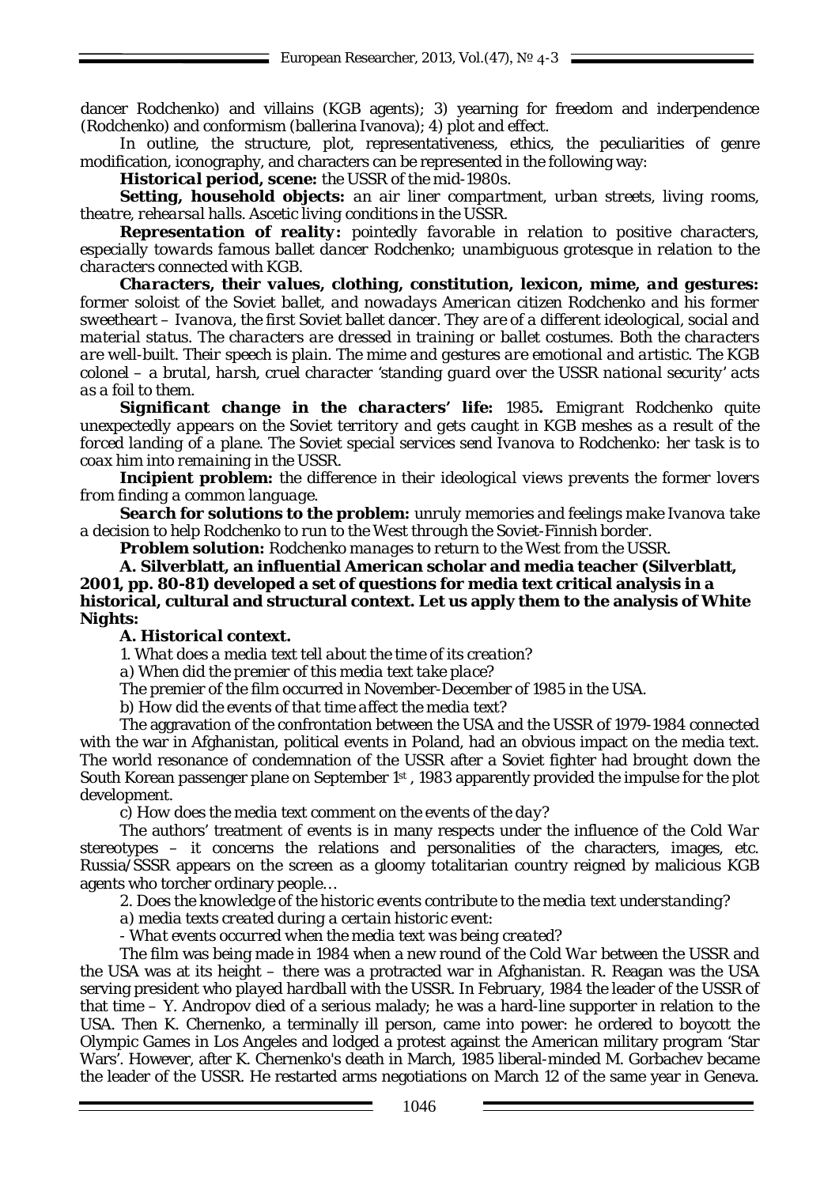dancer Rodchenko) and villains (KGB agents); 3) yearning for freedom and inderpendence (Rodchenko) and conformism (ballerina Ivanova); 4) plot and effect.

In outline, the structure, plot, representativeness, ethics, the peculiarities of genre modification, iconography, and characters can be represented in the following way:

***Historical period, scene:*** *the USSR of the mid-1980s.*

***Setting, household objects:*** *an air liner compartment, urban streets, living rooms, theatre, rehearsal halls. Ascetic living conditions in the USSR.*

***Representation of reality:*** *pointedly favorable in relation to positive characters, especially towards famous ballet dancer Rodchenko; unambiguous grotesque in relation to the characters connected with KGB.*

***Characters, their values, clothing, constitution, lexicon, mime, and gestures:*** *former soloist of the Soviet ballet, and nowadays American citizen Rodchenko and his former sweetheart – Ivanova, the first Soviet ballet dancer. They are of a different ideological, social and material status. The characters are dressed in training or ballet costumes. Both the characters are well-built. Their speech is plain. The mime and gestures are emotional and artistic. The KGB colonel – a brutal, harsh, cruel character 'standing guard over the USSR national security' acts as a foil to them.*

***Significant change in the characters' life:*** *1985***.** *Emigrant Rodchenko quite unexpectedly appears on the Soviet territory and gets caught in KGB meshes as a result of the forced landing of a plane. The Soviet special services send Ivanova to Rodchenko: her task is to coax him into remaining in the USSR.*

***Incipient problem:*** *the difference in their ideological views prevents the former lovers from finding a common language.*

***Search for solutions to the problem:*** *unruly memories and feelings make Ivanova take a decision to help Rodchenko to run to the West through the Soviet-Finnish border.*

***Problem solution:*** *Rodchenko manages to return to the West from the USSR.*

**A. Silverblatt, an influential American scholar and media teacher (Silverblatt, 2001, pp. 80-81) developed a set of questions for media text critical analysis in a historical, cultural and structural context. Let us apply them to the analysis of White Nights:**

***A. Historical context.***

*1. What does a media text tell about the time of its creation?*

*a) When did the premier of this media text take place?*

The premier of the film occurred in November-December of 1985 in the USA.

*b) How did the events of that time affect the media text?*

The aggravation of the confrontation between the USA and the USSR of 1979-1984 connected with the war in Afghanistan, political events in Poland, had an obvious impact on the media text. The world resonance of condemnation of the USSR after a Soviet fighter had brought down the South Korean passenger plane on September 1st , 1983 apparently provided the impulse for the plot development.

*c) How does the media text comment on the events of the day?*

The authors' treatment of events is in many respects under the influence of the Cold War stereotypes – it concerns the relations and personalities of the characters, images, etc. Russia/SSSR appears on the screen as a gloomy totalitarian country reigned by malicious KGB agents who torcher ordinary people…

*2. Does the knowledge of the historic events contribute to the media text understanding?*

*a) media texts created during a certain historic event:*

*- What events occurred when the media text was being created?*

The film was being made in 1984 when a new round of the Cold War between the USSR and the USA was at its height – there was a protracted war in Afghanistan. R. Reagan was the USA serving president who played hardball with the USSR. In February, 1984 the leader of the USSR of that time – Y. Andropov died of a serious malady; he was a hard-line supporter in relation to the USA. Then K. Chernenko, a terminally ill person, came into power: he ordered to boycott the Olympic Games in Los Angeles and lodged a protest against the American military program 'Star Wars'. However, after K. Chernenko's death in March, 1985 liberal-minded M. Gorbachev became the leader of the USSR. He restarted arms negotiations on March 12 of the same year in Geneva.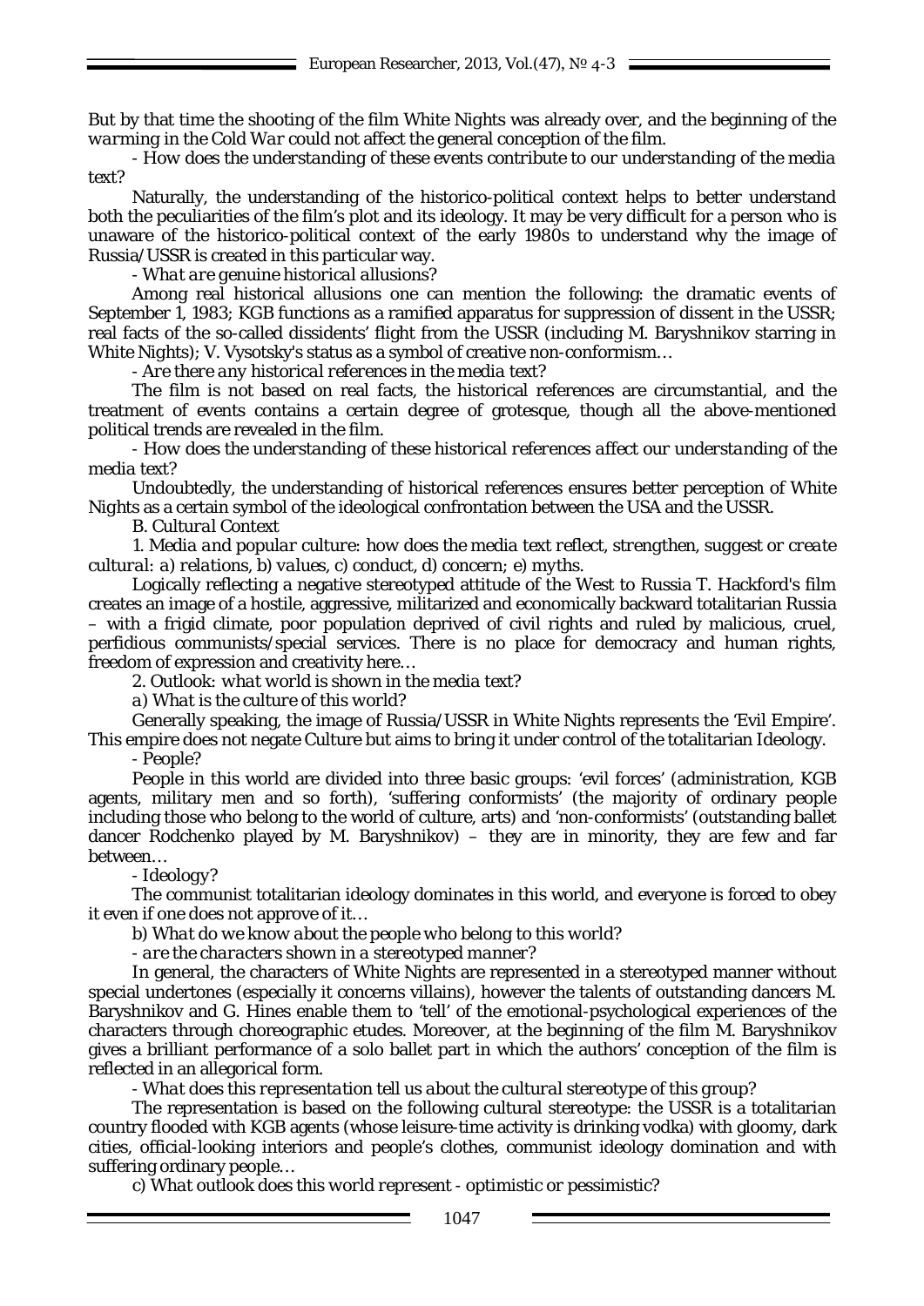But by that time the shooting of the film White Nights was already over, and the beginning of the *warming in the Cold War* could not affect the general conception of the film.

*- How does the understanding of these events contribute to our understanding of the media text?*

Naturally, the understanding of the historico-political context helps to better understand both the peculiarities of the film's plot and its ideology. It may be very difficult for a person who is unaware of the historico-political context of the early 1980s to understand why the image of Russia/USSR is created in this particular way.

*- What are genuine historical allusions?*

Among real historical allusions one can mention the following: the dramatic events of September 1, 1983; KGB functions as a ramified apparatus for suppression of dissent in the USSR; real facts of the so-called dissidents' flight from the USSR (including M. Baryshnikov starring in White Nights); V. Vysotsky's status as a symbol of creative non-conformism…

*- Are there any historical references in the media text?*

The film is not based on real facts, the historical references are circumstantial, and the treatment of events contains a certain degree of grotesque, though all the above-mentioned political trends are revealed in the film.

*- How does the understanding of these historical references affect our understanding of the media text?*

Undoubtedly, the understanding of historical references ensures better perception of White Nights as a certain symbol of the ideological confrontation between the USA and the USSR.

*B. Cultural Context*

*1. Media and popular culture: how does the media text reflect, strengthen, suggest or create cultural: a) relations, b) values, c) conduct, d) concern; e) myths.*

Logically reflecting a negative stereotyped attitude of the West to Russia T. Hackford's film creates an image of a hostile, aggressive, militarized and economically backward totalitarian Russia – with a frigid climate, poor population deprived of civil rights and ruled by malicious, cruel, perfidious communists/special services. There is no place for democracy and human rights, freedom of expression and creativity here…

*2. Outlook: what world is shown in the media text?*

*a) What is the culture of this world?*

Generally speaking, the image of Russia/USSR in White Nights represents the 'Evil Empire'. This empire does not negate Culture but aims to bring it under control of the totalitarian Ideology.

*- People?*

People in this world are divided into three basic groups: 'evil forces' (administration, KGB agents, military men and so forth), 'suffering conformists' (the majority of ordinary people including those who belong to the world of culture, arts) and 'non-conformists' (outstanding ballet dancer Rodchenko played by M. Baryshnikov) – they are in minority, they are few and far between…

*- Ideology?*

The communist totalitarian ideology dominates in this world, and everyone is forced to obey it even if one does not approve of it…

*b) What do we know about the people who belong to this world?*

*- are the characters shown in a stereotyped manner?*

In general, the characters of White Nights are represented in a stereotyped manner without special undertones (especially it concerns villains), however the talents of outstanding dancers M. Baryshnikov and G. Hines enable them to 'tell' of the emotional-psychological experiences of the characters through choreographic etudes. Moreover, at the beginning of the film M. Baryshnikov gives a brilliant performance of a solo ballet part in which the authors' conception of the film is reflected in an allegorical form.

*- What does this representation tell us about the cultural stereotype of this group?*

The representation is based on the following cultural stereotype: the USSR is a totalitarian country flooded with KGB agents (whose leisure-time activity is drinking vodka) with gloomy, dark cities, official-looking interiors and people's clothes, communist ideology domination and with suffering ordinary people…

*c) What outlook does this world represent - optimistic or pessimistic?*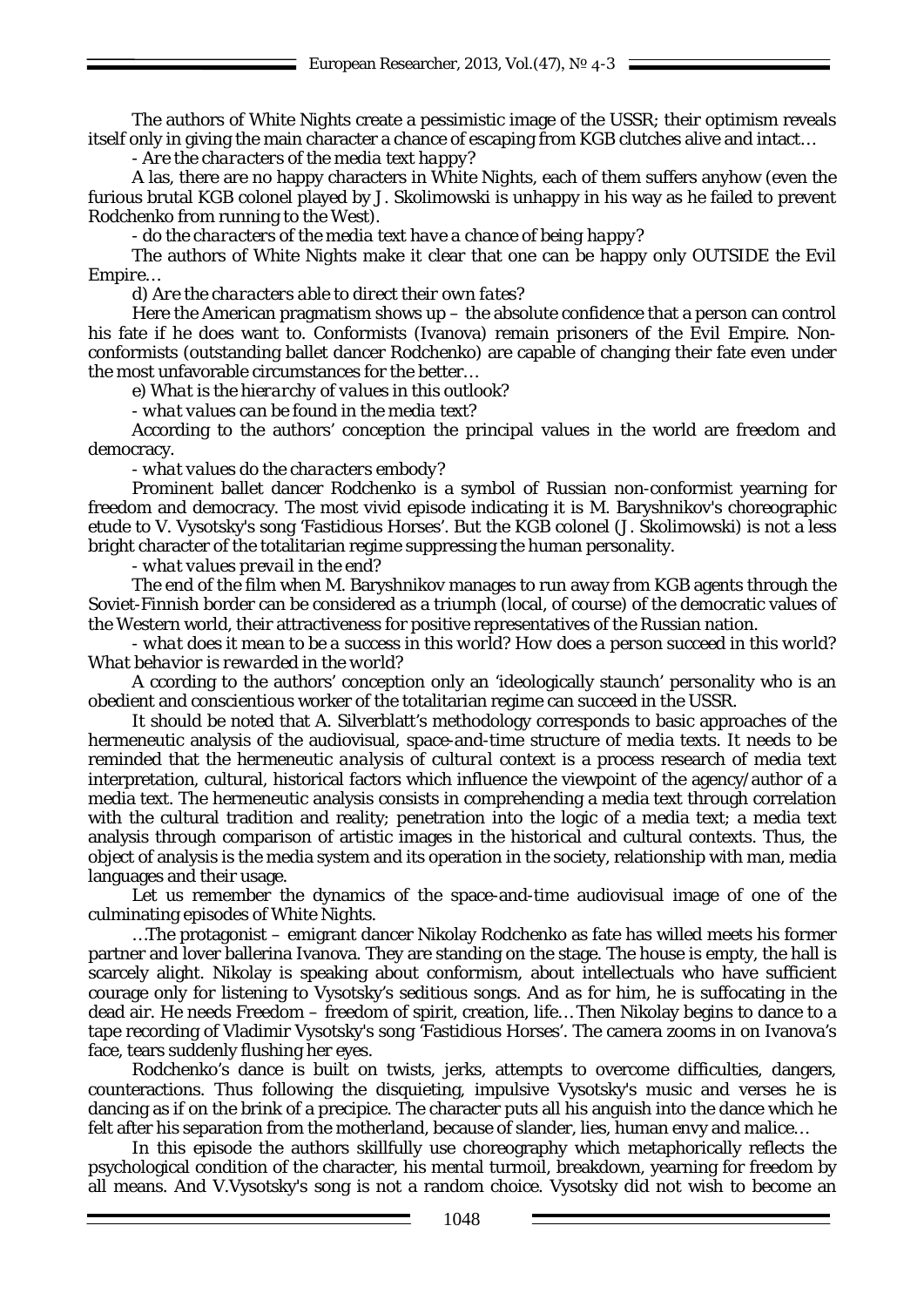The authors of White Nights create a pessimistic image of the USSR; their optimism reveals itself only in giving the main character a chance of escaping from KGB clutches alive and intact…

*- Are the characters of the media text happy?*

A las, there are no happy characters in White Nights, each of them suffers anyhow (even the furious brutal KGB colonel played by J. Skolimowski is unhappy in his way as he failed to prevent Rodchenko from running to the West).

*- do the characters of the media text have a chance of being happy?*

The authors of White Nights make it clear that one can be happy only OUTSIDE the Evil Empire…

*d) Are the characters able to direct their own fates?*

Here the American pragmatism shows up – the absolute confidence that a person can control his fate if he does want to. Conformists (Ivanova) remain prisoners of the Evil Empire. Non-conformists (outstanding ballet dancer Rodchenko) are capable of changing their fate even under the most unfavorable circumstances for the better…

*e) What is the hierarchy of values in this outlook?*

*- what values can be found in the media text?*

According to the authors' conception the principal values in the world are freedom and democracy.

*- what values do the characters embody?*

Prominent ballet dancer Rodchenko is a symbol of Russian non-conformist yearning for freedom and democracy. The most vivid episode indicating it is M. Baryshnikov's choreographic etude to V. Vysotsky's song 'Fastidious Horses'. But the KGB colonel (J. Skolimowski) is not a less bright character of the totalitarian regime suppressing the human personality.

*- what values prevail in the end?*

The end of the film when M. Baryshnikov manages to run away from KGB agents through the Soviet-Finnish border can be considered as a triumph (local, of course) of the democratic values of the Western world, their attractiveness for positive representatives of the Russian nation.

*- what does it mean to be a success in this world? How does a person succeed in this world? What behavior is rewarded in the world?*

A ccording to the authors' conception only an 'ideologically staunch' personality who is an obedient and conscientious worker of the totalitarian regime can succeed in the USSR.

It should be noted that A. Silverblatt's methodology corresponds to basic approaches of the hermeneutic analysis of the audiovisual, space-and-time structure of media texts. It needs to be reminded that the *hermeneutic analysis of cultural context* is a process research of media text interpretation, cultural, historical factors which influence the viewpoint of the agency/author of a media text. The hermeneutic analysis consists in comprehending a media text through correlation with the cultural tradition and reality; penetration into the logic of a media text; a media text analysis through comparison of artistic images in the historical and cultural contexts. Thus, the object of analysis is the media system and its operation in the society, relationship with man, media languages and their usage.

Let us remember the dynamics of the space-and-time audiovisual image of one of the culminating episodes of White Nights.

…The protagonist – emigrant dancer Nikolay Rodchenko as fate has willed meets his former partner and lover ballerina Ivanova. They are standing on the stage. The house is empty, the hall is scarcely alight. Nikolay is speaking about conformism, about intellectuals who have sufficient courage only for listening to Vysotsky's seditious songs. And as for him, he is suffocating in the dead air. He needs Freedom – freedom of spirit, creation, life… Then Nikolay begins to dance to a tape recording of Vladimir Vysotsky's song 'Fastidious Horses'. The camera zooms in on Ivanova's face, tears suddenly flushing her eyes.

Rodchenko's dance is built on twists, jerks, attempts to overcome difficulties, dangers, counteractions. Thus following the disquieting, impulsive Vysotsky's music and verses he is dancing as if on the brink of a precipice. The character puts all his anguish into the dance which he felt after his separation from the motherland, because of slander, lies, human envy and malice…

In this episode the authors skillfully use choreography which metaphorically reflects the psychological condition of the character, his mental turmoil, breakdown, yearning for freedom by all means. And V.Vysotsky's song is not a random choice. Vysotsky did not wish to become an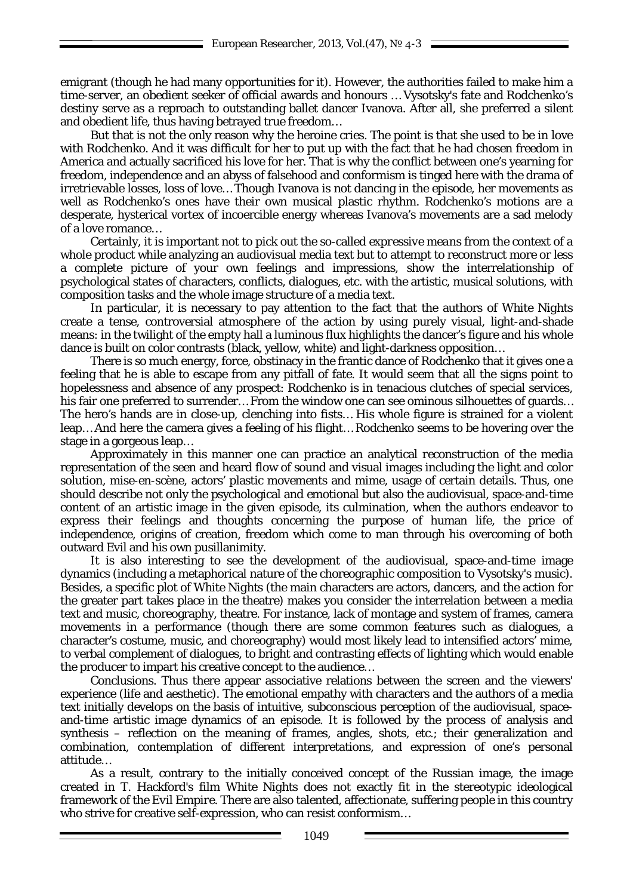emigrant (though he had many opportunities for it). However, the authorities failed to make him a time-server, an obedient seeker of official awards and honours … Vysotsky's fate and Rodchenko's destiny serve as a reproach to outstanding ballet dancer Ivanova. After all, she preferred a silent and obedient life, thus having betrayed true freedom…

But that is not the only reason why the heroine cries. The point is that she used to be in love with Rodchenko. And it was difficult for her to put up with the fact that he had chosen freedom in America and actually sacrificed his love for her. That is why the conflict between one's yearning for freedom, independence and an abyss of falsehood and conformism is tinged here with the drama of irretrievable losses, loss of love… Though Ivanova is not dancing in the episode, her movements as well as Rodchenko's ones have their own musical plastic rhythm. Rodchenko's motions are a desperate, hysterical vortex of incoercible energy whereas Ivanova's movements are a sad melody of a love romance…

Certainly, it is important not to pick out the so-called *expressive means* from the context of a whole product while analyzing an audiovisual media text but to attempt to reconstruct more or less a complete picture of your own feelings and impressions, show the interrelationship of psychological states of characters, conflicts, dialogues, etc. with the artistic, musical solutions, with composition tasks and the whole image structure of a media text.

In particular, it is necessary to pay attention to the fact that the authors of White Nights create a tense, controversial atmosphere of the action by using purely visual, light-and-shade means: in the twilight of the empty hall a luminous flux highlights the dancer's figure and his whole dance is built on color contrasts (black, yellow, white) and light-darkness opposition…

There is so much energy, force, obstinacy in the frantic dance of Rodchenko that it gives one a feeling that he is able to escape from any pitfall of fate. It would seem that all the signs point to hopelessness and absence of any prospect: Rodchenko is in tenacious clutches of special services, his fair one preferred to surrender… From the window one can see ominous silhouettes of guards… The hero's hands are in close-up, clenching into fists… His whole figure is strained for a violent leap… And here the camera gives a feeling of his flight… Rodchenko seems to be hovering over the stage in a gorgeous leap…

Approximately in this manner one can practice an analytical *reconstruction* of the media representation of the seen and heard flow of sound and visual images including the light and color solution, mise-en-scène, actors' plastic movements and mime, usage of certain details. Thus, one should describe not only the psychological and emotional but also the audiovisual, space-and-time content of an artistic image in the given episode, its culmination, when the authors endeavor to express their feelings and thoughts concerning the purpose of human life, the price of independence, origins of creation, freedom which come to man through his overcoming of both outward Evil and his own pusillanimity.

It is also interesting to see the development of the audiovisual, space-and-time image dynamics (including a metaphorical nature of the choreographic composition to Vysotsky's music). Besides, a specific plot of White Nights (the main characters are actors, dancers, and the action for the greater part takes place in the theatre) makes you consider the interrelation between a media text and music, choreography, theatre. For instance, lack of montage and system of frames, camera movements in a performance (though there are some common features such as dialogues, a character's costume, music, and choreography) would most likely lead to intensified actors' mime, to verbal complement of dialogues, to bright and contrasting effects of lighting which would enable the producer to impart his creative concept to the audience…

**Conclusions.** Thus there appear associative relations between the screen and the viewers' experience (life and aesthetic). The emotional empathy with characters and the authors of a media text initially develops on the basis of intuitive, subconscious perception of the audiovisual, space-and-time artistic image dynamics of an episode. It is followed by the process of analysis and synthesis – reflection on the meaning of frames, angles, shots, etc.; their generalization and combination, contemplation of different interpretations, and expression of one's personal attitude…

As a result, contrary to the initially conceived concept of the Russian image, the image created in T. Hackford's film White Nights does not exactly fit in the stereotypic ideological framework of the Evil Empire. There are also talented, affectionate, suffering people in this country who strive for creative self-expression, who can resist conformism…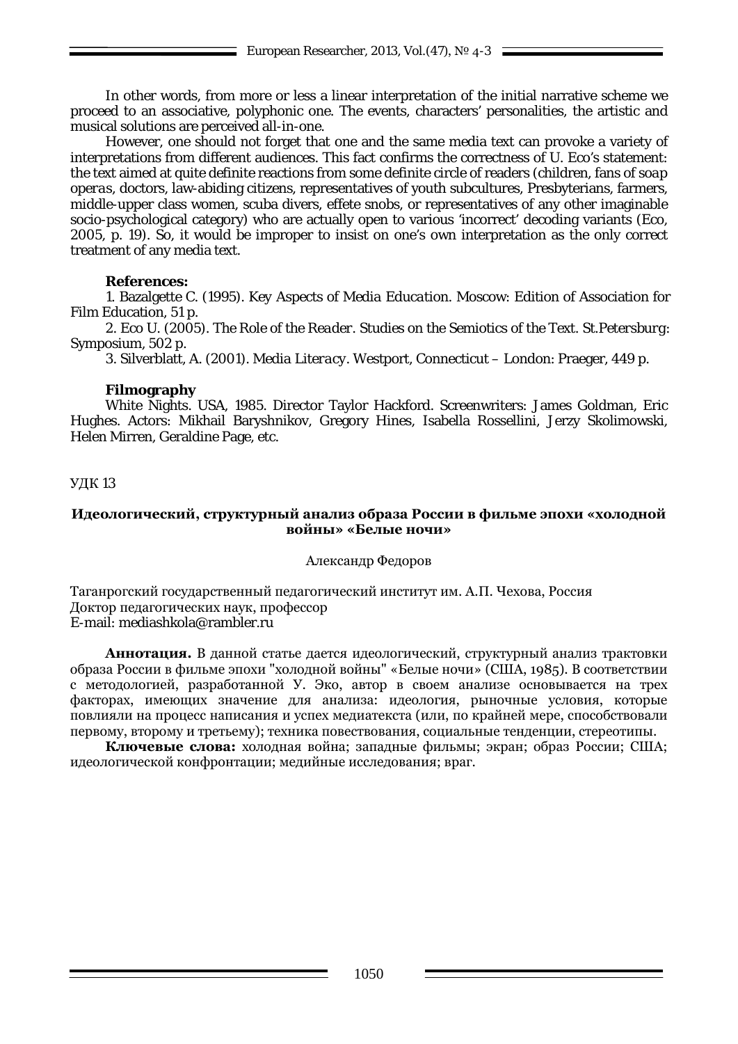In other words, from more or less a linear interpretation of the initial narrative scheme we proceed to an associative, polyphonic one. The events, characters' personalities, the artistic and musical solutions are perceived all-in-one.

However, one should not forget that one and the same media text can provoke a variety of interpretations from different audiences. This fact confirms the correctness of U. Eco's statement: the text aimed at quite definite reactions from some definite circle of readers (children, fans of soap operas, doctors, law-abiding citizens, representatives of youth subcultures, Presbyterians, farmers, middle-upper class women, scuba divers, effete snobs, or representatives of any other imaginable socio-psychological category) who are actually open to various 'incorrect' decoding variants (Eco, 2005, p. 19). So, it would be improper to insist on one's own interpretation as the only correct treatment of any media text.

**References:**

1. Bazalgette C. (1995). *Key Aspects of Media Education*. Moscow: Edition of Association for Film Education, 51 p.
2. Eco U. (2005). *The Role of the Reader. Studies on the Semiotics of the Text*. St.Petersburg: Symposium, 502 p.
3. Silverblatt, A. (2001). *Media Literacy*. Westport, Connecticut – London: Praeger, 449 p.

**Filmography**

White Nights. USA, 1985. Director Taylor Hackford. Screenwriters: James Goldman, Eric Hughes. Actors: Mikhail Baryshnikov, Gregory Hines, Isabella Rossellini, Jerzy Skolimowski, Helen Mirren, Geraldine Page, etc.

УДК 13

## Идеологический, структурный анализ образа России в фильме эпохи «холодной войны» «Белые ночи»

Александр Федоров

Таганрогский государственный педагогический институт им. А.П. Чехова, Россия
Доктор педагогических наук, профессор
E-mail: mediashkola@rambler.ru

**Аннотация.** В данной статье дается идеологический, структурный анализ трактовки образа России в фильме эпохи "холодной войны" «Белые ночи» (США, 1985). В соответствии с методологией, разработанной У. Эко, автор в своем анализе основывается на трех факторах, имеющих значение для анализа: идеология, рыночные условия, которые повлияли на процесс написания и успех медиатекста (или, по крайней мере, способствовали первому, второму и третьему); техника повествования, социальные тенденции, стереотипы.

**Ключевые слова:** холодная война; западные фильмы; экран; образ России; США; идеологической конфронтации; медийные исследования; враг.